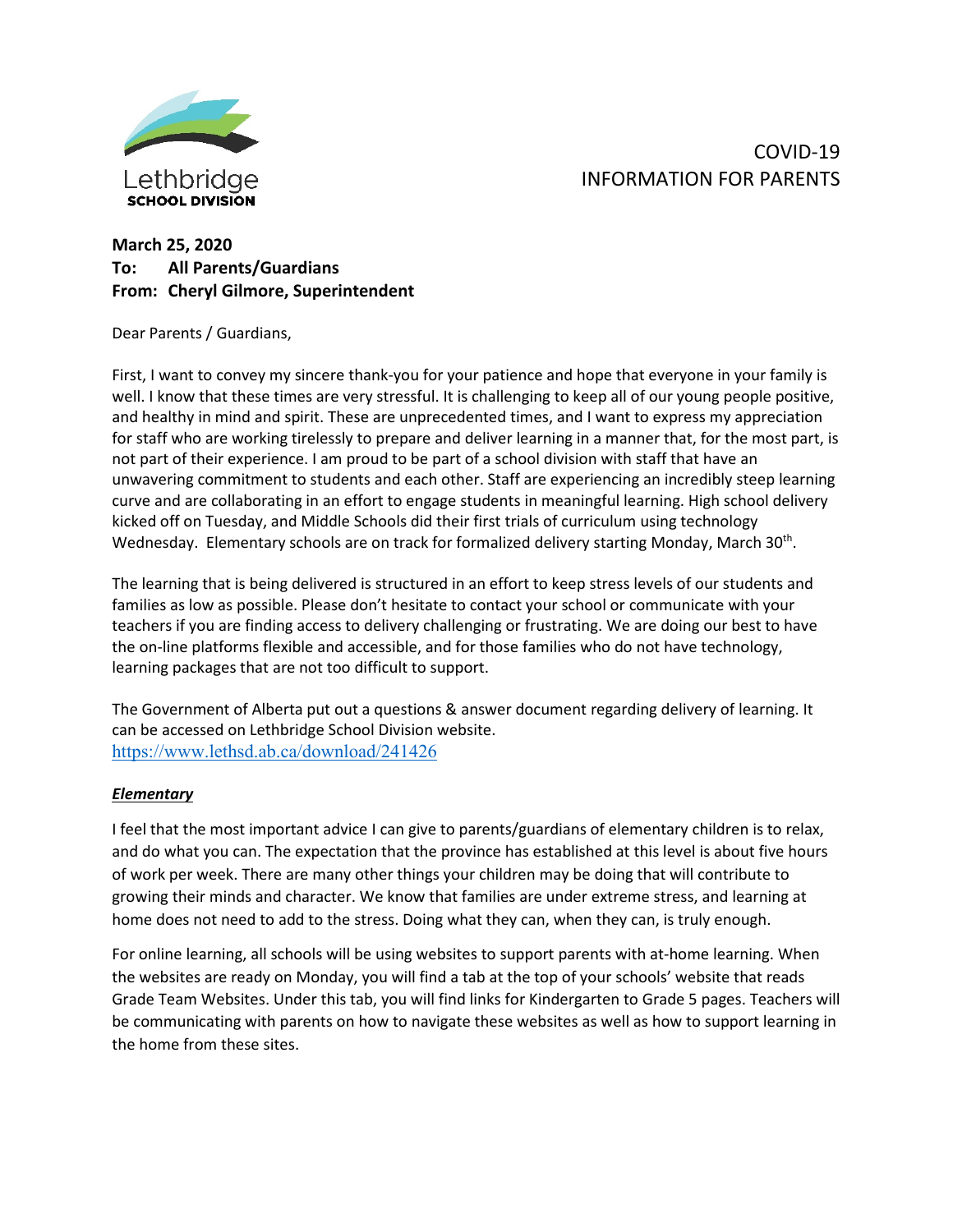Lethbridge SCHOOL DIVISION

# COVID-19 INFORMATION FOR PARENTS

**March 25, 2020**
**To: All Parents/Guardians**
**From: Cheryl Gilmore, Superintendent**

Dear Parents / Guardians,

First, I want to convey my sincere thank-you for your patience and hope that everyone in your family is well. I know that these times are very stressful. It is challenging to keep all of our young people positive, and healthy in mind and spirit. These are unprecedented times, and I want to express my appreciation for staff who are working tirelessly to prepare and deliver learning in a manner that, for the most part, is not part of their experience. I am proud to be part of a school division with staff that have an unwavering commitment to students and each other. Staff are experiencing an incredibly steep learning curve and are collaborating in an effort to engage students in meaningful learning. High school delivery kicked off on Tuesday, and Middle Schools did their first trials of curriculum using technology Wednesday. Elementary schools are on track for formalized delivery starting Monday, March 30th.

The learning that is being delivered is structured in an effort to keep stress levels of our students and families as low as possible. Please don't hesitate to contact your school or communicate with your teachers if you are finding access to delivery challenging or frustrating. We are doing our best to have the on-line platforms flexible and accessible, and for those families who do not have technology, learning packages that are not too difficult to support.

The Government of Alberta put out a questions & answer document regarding delivery of learning. It can be accessed on Lethbridge School Division website.
https://www.lethsd.ab.ca/download/241426

### ***Elementary***

I feel that the most important advice I can give to parents/guardians of elementary children is to relax, and do what you can. The expectation that the province has established at this level is about five hours of work per week. There are many other things your children may be doing that will contribute to growing their minds and character. We know that families are under extreme stress, and learning at home does not need to add to the stress. Doing what they can, when they can, is truly enough.

For online learning, all schools will be using websites to support parents with at-home learning. When the websites are ready on Monday, you will find a tab at the top of your schools' website that reads Grade Team Websites. Under this tab, you will find links for Kindergarten to Grade 5 pages. Teachers will be communicating with parents on how to navigate these websites as well as how to support learning in the home from these sites.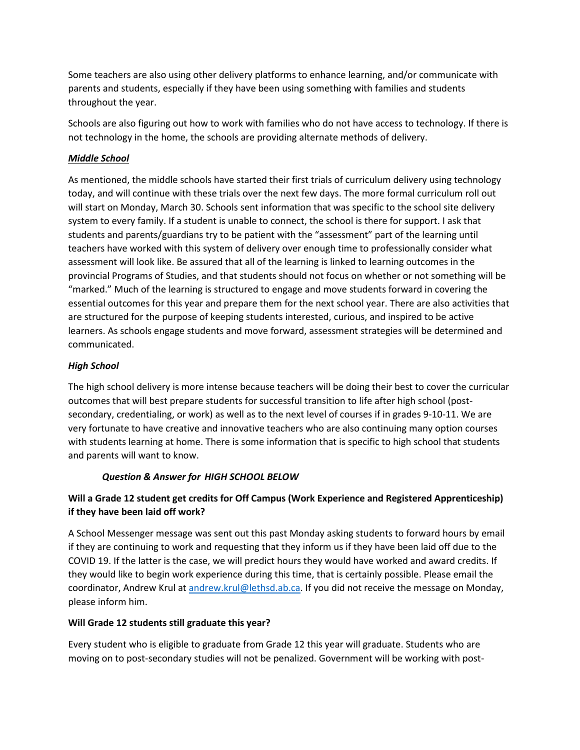Some teachers are also using other delivery platforms to enhance learning, and/or communicate with parents and students, especially if they have been using something with families and students throughout the year.

Schools are also figuring out how to work with families who do not have access to technology. If there is not technology in the home, the schools are providing alternate methods of delivery.

***Middle School***

As mentioned, the middle schools have started their first trials of curriculum delivery using technology today, and will continue with these trials over the next few days. The more formal curriculum roll out will start on Monday, March 30. Schools sent information that was specific to the school site delivery system to every family. If a student is unable to connect, the school is there for support. I ask that students and parents/guardians try to be patient with the "assessment" part of the learning until teachers have worked with this system of delivery over enough time to professionally consider what assessment will look like. Be assured that all of the learning is linked to learning outcomes in the provincial Programs of Studies, and that students should not focus on whether or not something will be "marked." Much of the learning is structured to engage and move students forward in covering the essential outcomes for this year and prepare them for the next school year. There are also activities that are structured for the purpose of keeping students interested, curious, and inspired to be active learners. As schools engage students and move forward, assessment strategies will be determined and communicated.

***High School***

The high school delivery is more intense because teachers will be doing their best to cover the curricular outcomes that will best prepare students for successful transition to life after high school (post-secondary, credentialing, or work) as well as to the next level of courses if in grades 9-10-11. We are very fortunate to have creative and innovative teachers who are also continuing many option courses with students learning at home. There is some information that is specific to high school that students and parents will want to know.

***Question & Answer for HIGH SCHOOL BELOW***

**Will a Grade 12 student get credits for Off Campus (Work Experience and Registered Apprenticeship) if they have been laid off work?**

A School Messenger message was sent out this past Monday asking students to forward hours by email if they are continuing to work and requesting that they inform us if they have been laid off due to the COVID 19. If the latter is the case, we will predict hours they would have worked and award credits. If they would like to begin work experience during this time, that is certainly possible. Please email the coordinator, Andrew Krul at andrew.krul@lethsd.ab.ca. If you did not receive the message on Monday, please inform him.

**Will Grade 12 students still graduate this year?**

Every student who is eligible to graduate from Grade 12 this year will graduate. Students who are moving on to post-secondary studies will not be penalized. Government will be working with post-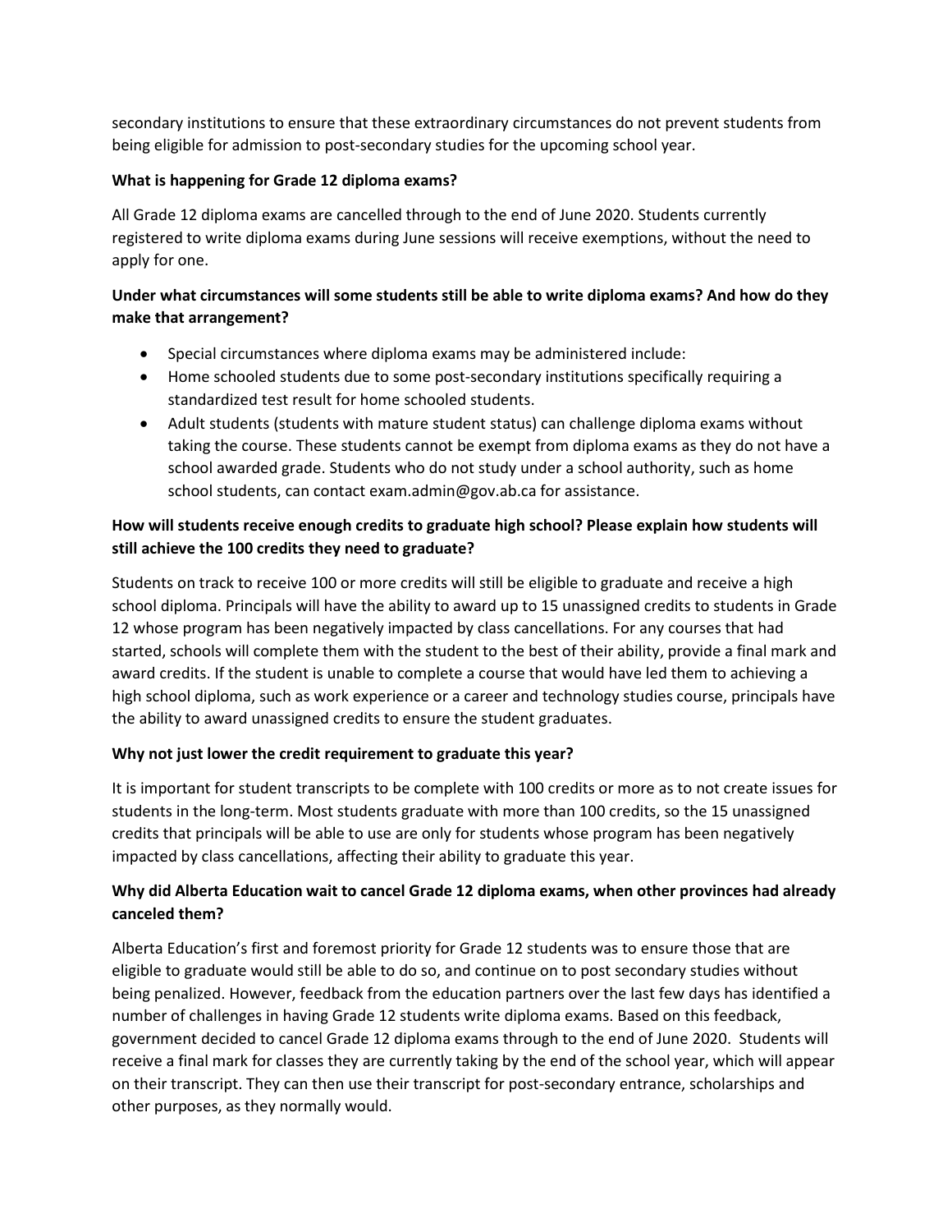secondary institutions to ensure that these extraordinary circumstances do not prevent students from being eligible for admission to post-secondary studies for the upcoming school year.

**What is happening for Grade 12 diploma exams?**

All Grade 12 diploma exams are cancelled through to the end of June 2020. Students currently registered to write diploma exams during June sessions will receive exemptions, without the need to apply for one.

**Under what circumstances will some students still be able to write diploma exams? And how do they make that arrangement?**

- Special circumstances where diploma exams may be administered include:
- Home schooled students due to some post-secondary institutions specifically requiring a standardized test result for home schooled students.
- Adult students (students with mature student status) can challenge diploma exams without taking the course. These students cannot be exempt from diploma exams as they do not have a school awarded grade. Students who do not study under a school authority, such as home school students, can contact exam.admin@gov.ab.ca for assistance.

**How will students receive enough credits to graduate high school? Please explain how students will still achieve the 100 credits they need to graduate?**

Students on track to receive 100 or more credits will still be eligible to graduate and receive a high school diploma. Principals will have the ability to award up to 15 unassigned credits to students in Grade 12 whose program has been negatively impacted by class cancellations. For any courses that had started, schools will complete them with the student to the best of their ability, provide a final mark and award credits. If the student is unable to complete a course that would have led them to achieving a high school diploma, such as work experience or a career and technology studies course, principals have the ability to award unassigned credits to ensure the student graduates.

**Why not just lower the credit requirement to graduate this year?**

It is important for student transcripts to be complete with 100 credits or more as to not create issues for students in the long-term. Most students graduate with more than 100 credits, so the 15 unassigned credits that principals will be able to use are only for students whose program has been negatively impacted by class cancellations, affecting their ability to graduate this year.

**Why did Alberta Education wait to cancel Grade 12 diploma exams, when other provinces had already canceled them?**

Alberta Education's first and foremost priority for Grade 12 students was to ensure those that are eligible to graduate would still be able to do so, and continue on to post secondary studies without being penalized. However, feedback from the education partners over the last few days has identified a number of challenges in having Grade 12 students write diploma exams. Based on this feedback, government decided to cancel Grade 12 diploma exams through to the end of June 2020. Students will receive a final mark for classes they are currently taking by the end of the school year, which will appear on their transcript. They can then use their transcript for post-secondary entrance, scholarships and other purposes, as they normally would.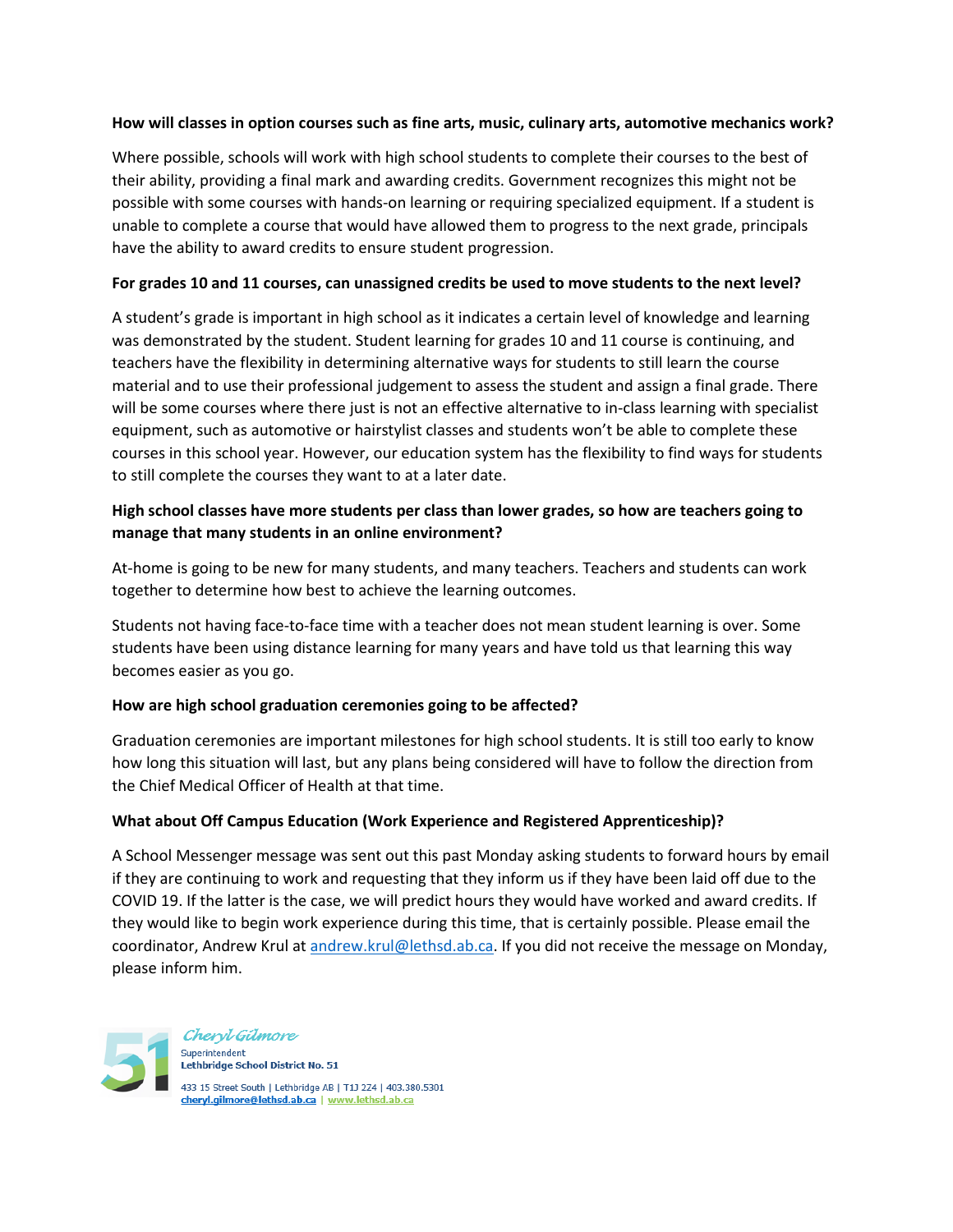**How will classes in option courses such as fine arts, music, culinary arts, automotive mechanics work?**

Where possible, schools will work with high school students to complete their courses to the best of their ability, providing a final mark and awarding credits. Government recognizes this might not be possible with some courses with hands-on learning or requiring specialized equipment. If a student is unable to complete a course that would have allowed them to progress to the next grade, principals have the ability to award credits to ensure student progression.

**For grades 10 and 11 courses, can unassigned credits be used to move students to the next level?**

A student's grade is important in high school as it indicates a certain level of knowledge and learning was demonstrated by the student. Student learning for grades 10 and 11 course is continuing, and teachers have the flexibility in determining alternative ways for students to still learn the course material and to use their professional judgement to assess the student and assign a final grade. There will be some courses where there just is not an effective alternative to in-class learning with specialist equipment, such as automotive or hairstylist classes and students won't be able to complete these courses in this school year. However, our education system has the flexibility to find ways for students to still complete the courses they want to at a later date.

**High school classes have more students per class than lower grades, so how are teachers going to manage that many students in an online environment?**

At-home is going to be new for many students, and many teachers. Teachers and students can work together to determine how best to achieve the learning outcomes.

Students not having face-to-face time with a teacher does not mean student learning is over. Some students have been using distance learning for many years and have told us that learning this way becomes easier as you go.

**How are high school graduation ceremonies going to be affected?**

Graduation ceremonies are important milestones for high school students. It is still too early to know how long this situation will last, but any plans being considered will have to follow the direction from the Chief Medical Officer of Health at that time.

**What about Off Campus Education (Work Experience and Registered Apprenticeship)?**

A School Messenger message was sent out this past Monday asking students to forward hours by email if they are continuing to work and requesting that they inform us if they have been laid off due to the COVID 19. If the latter is the case, we will predict hours they would have worked and award credits. If they would like to begin work experience during this time, that is certainly possible. Please email the coordinator, Andrew Krul at andrew.krul@lethsd.ab.ca. If you did not receive the message on Monday, please inform him.

*Cheryl Gilmore*

Superintendent
**Lethbridge School District No. 51**

433 15 Street South | Lethbridge AB | T1J 2Z4 | 403.380.5301
cheryl.gilmore@lethsd.ab.ca | www.lethsd.ab.ca